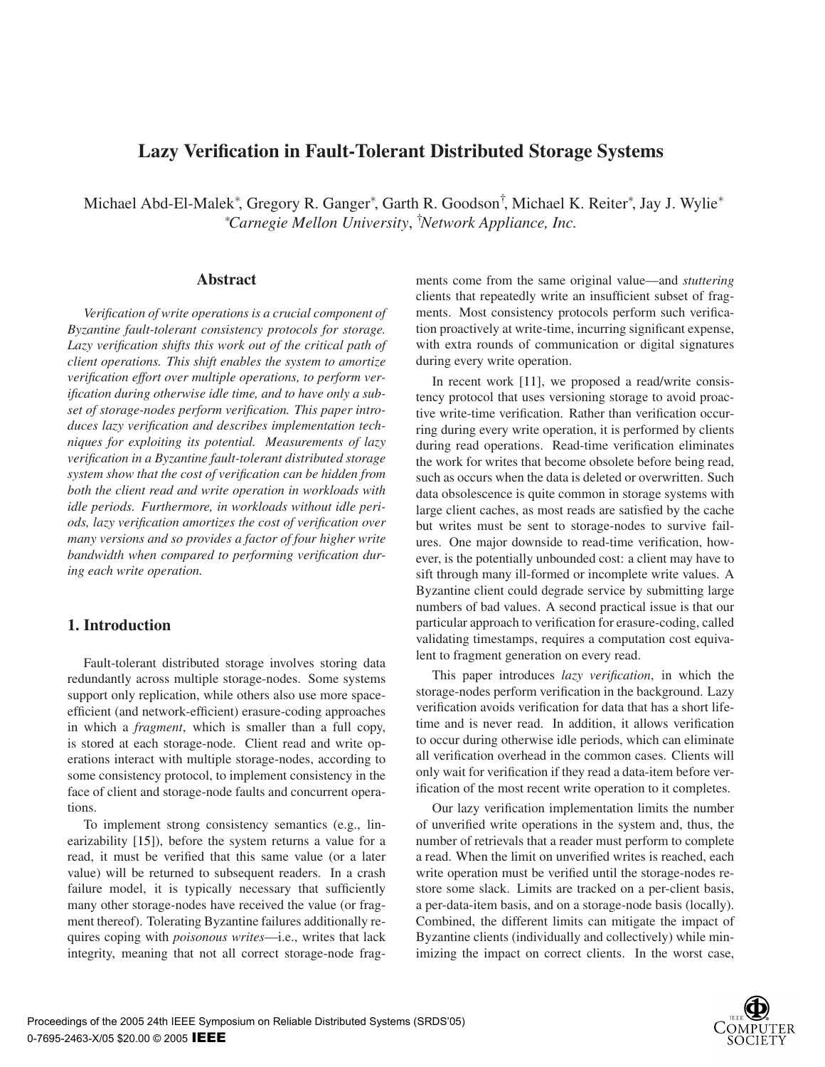# Lazy Verification in Fault-Tolerant Distributed Storage Systems

Michael Abd-El-Malek*, Gregory R. Ganger*, Garth R. Goodson†, Michael K. Reiter*, Jay J. Wylie*

*Carnegie Mellon University, †Network Appliance, Inc.

## Abstract

*Verification of write operations is a crucial component of Byzantine fault-tolerant consistency protocols for storage. Lazy verification shifts this work out of the critical path of client operations. This shift enables the system to amortize verification effort over multiple operations, to perform verification during otherwise idle time, and to have only a subset of storage-nodes perform verification. This paper introduces lazy verification and describes implementation techniques for exploiting its potential. Measurements of lazy verification in a Byzantine fault-tolerant distributed storage system show that the cost of verification can be hidden from both the client read and write operation in workloads with idle periods. Furthermore, in workloads without idle periods, lazy verification amortizes the cost of verification over many versions and so provides a factor of four higher write bandwidth when compared to performing verification during each write operation.*

## 1. Introduction

Fault-tolerant distributed storage involves storing data redundantly across multiple storage-nodes. Some systems support only replication, while others also use more space-efficient (and network-efficient) erasure-coding approaches in which a *fragment*, which is smaller than a full copy, is stored at each storage-node. Client read and write operations interact with multiple storage-nodes, according to some consistency protocol, to implement consistency in the face of client and storage-node faults and concurrent operations.

To implement strong consistency semantics (e.g., linearizability [15]), before the system returns a value for a read, it must be verified that this same value (or a later value) will be returned to subsequent readers. In a crash failure model, it is typically necessary that sufficiently many other storage-nodes have received the value (or fragment thereof). Tolerating Byzantine failures additionally requires coping with *poisonous writes*—i.e., writes that lack integrity, meaning that not all correct storage-node fragments come from the same original value—and *stuttering* clients that repeatedly write an insufficient subset of fragments. Most consistency protocols perform such verification proactively at write-time, incurring significant expense, with extra rounds of communication or digital signatures during every write operation.

In recent work [11], we proposed a read/write consistency protocol that uses versioning storage to avoid proactive write-time verification. Rather than verification occurring during every write operation, it is performed by clients during read operations. Read-time verification eliminates the work for writes that become obsolete before being read, such as occurs when the data is deleted or overwritten. Such data obsolescence is quite common in storage systems with large client caches, as most reads are satisfied by the cache but writes must be sent to storage-nodes to survive failures. One major downside to read-time verification, however, is the potentially unbounded cost: a client may have to sift through many ill-formed or incomplete write values. A Byzantine client could degrade service by submitting large numbers of bad values. A second practical issue is that our particular approach to verification for erasure-coding, called validating timestamps, requires a computation cost equivalent to fragment generation on every read.

This paper introduces *lazy verification*, in which the storage-nodes perform verification in the background. Lazy verification avoids verification for data that has a short lifetime and is never read. In addition, it allows verification to occur during otherwise idle periods, which can eliminate all verification overhead in the common cases. Clients will only wait for verification if they read a data-item before verification of the most recent write operation to it completes.

Our lazy verification implementation limits the number of unverified write operations in the system and, thus, the number of retrievals that a reader must perform to complete a read. When the limit on unverified writes is reached, each write operation must be verified until the storage-nodes restore some slack. Limits are tracked on a per-client basis, a per-data-item basis, and on a storage-node basis (locally). Combined, the different limits can mitigate the impact of Byzantine clients (individually and collectively) while minimizing the impact on correct clients. In the worst case,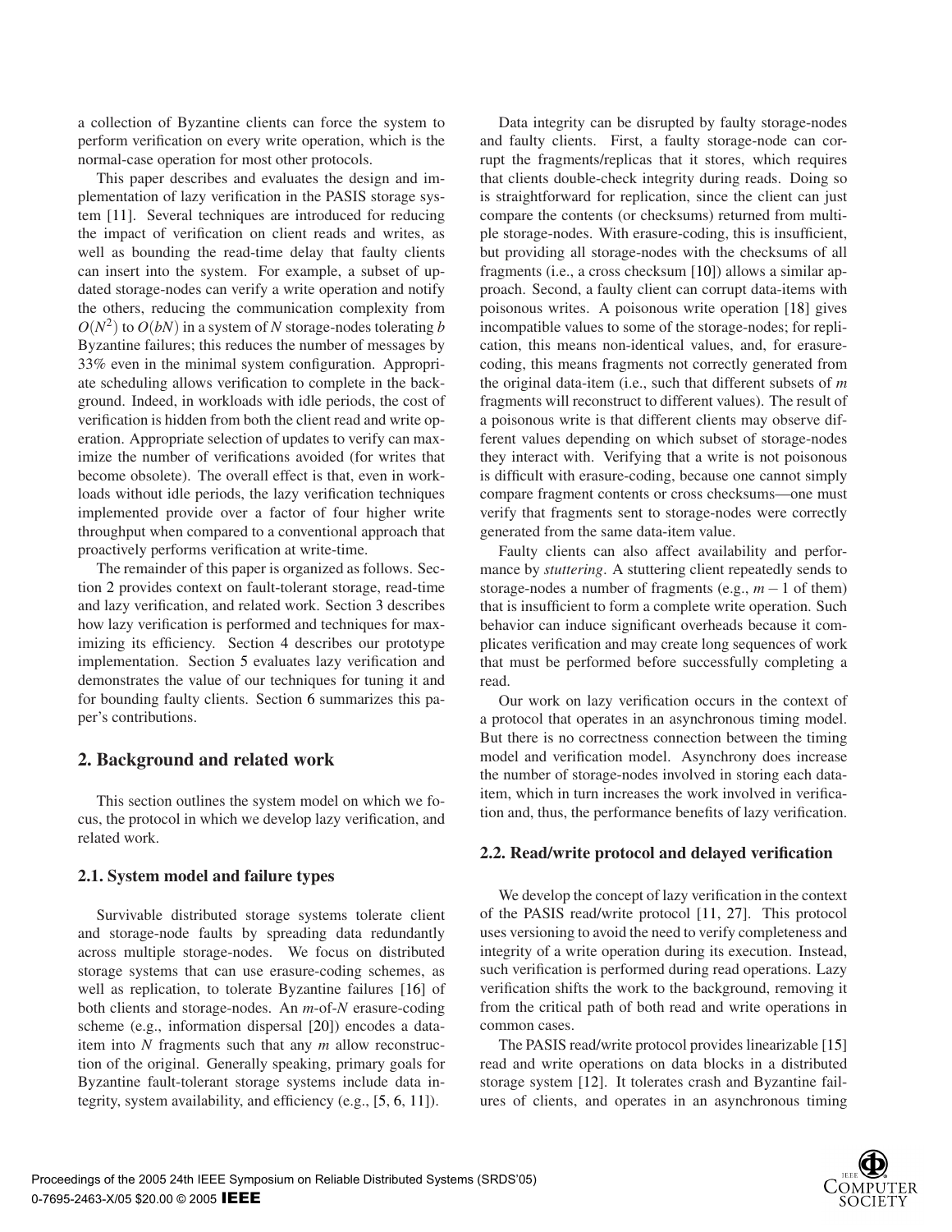a collection of Byzantine clients can force the system to perform verification on every write operation, which is the normal-case operation for most other protocols.

This paper describes and evaluates the design and implementation of lazy verification in the PASIS storage system [11]. Several techniques are introduced for reducing the impact of verification on client reads and writes, as well as bounding the read-time delay that faulty clients can insert into the system. For example, a subset of updated storage-nodes can verify a write operation and notify the others, reducing the communication complexity from $O(N^2)$ to $O(bN)$ in a system of $N$ storage-nodes tolerating $b$ Byzantine failures; this reduces the number of messages by 33% even in the minimal system configuration. Appropriate scheduling allows verification to complete in the background. Indeed, in workloads with idle periods, the cost of verification is hidden from both the client read and write operation. Appropriate selection of updates to verify can maximize the number of verifications avoided (for writes that become obsolete). The overall effect is that, even in workloads without idle periods, the lazy verification techniques implemented provide over a factor of four higher write throughput when compared to a conventional approach that proactively performs verification at write-time.

The remainder of this paper is organized as follows. Section 2 provides context on fault-tolerant storage, read-time and lazy verification, and related work. Section 3 describes how lazy verification is performed and techniques for maximizing its efficiency. Section 4 describes our prototype implementation. Section 5 evaluates lazy verification and demonstrates the value of our techniques for tuning it and for bounding faulty clients. Section 6 summarizes this paper's contributions.

## 2. Background and related work

This section outlines the system model on which we focus, the protocol in which we develop lazy verification, and related work.

### 2.1. System model and failure types

Survivable distributed storage systems tolerate client and storage-node faults by spreading data redundantly across multiple storage-nodes. We focus on distributed storage systems that can use erasure-coding schemes, as well as replication, to tolerate Byzantine failures [16] of both clients and storage-nodes. An $m$-of-$N$ erasure-coding scheme (e.g., information dispersal [20]) encodes a data-item into $N$ fragments such that any $m$ allow reconstruction of the original. Generally speaking, primary goals for Byzantine fault-tolerant storage systems include data integrity, system availability, and efficiency (e.g., [5, 6, 11]).

Data integrity can be disrupted by faulty storage-nodes and faulty clients. First, a faulty storage-node can corrupt the fragments/replicas that it stores, which requires that clients double-check integrity during reads. Doing so is straightforward for replication, since the client can just compare the contents (or checksums) returned from multiple storage-nodes. With erasure-coding, this is insufficient, but providing all storage-nodes with the checksums of all fragments (i.e., a cross checksum [10]) allows a similar approach. Second, a faulty client can corrupt data-items with poisonous writes. A poisonous write operation [18] gives incompatible values to some of the storage-nodes; for replication, this means non-identical values, and, for erasure-coding, this means fragments not correctly generated from the original data-item (i.e., such that different subsets of $m$ fragments will reconstruct to different values). The result of a poisonous write is that different clients may observe different values depending on which subset of storage-nodes they interact with. Verifying that a write is not poisonous is difficult with erasure-coding, because one cannot simply compare fragment contents or cross checksums—one must verify that fragments sent to storage-nodes were correctly generated from the same data-item value.

Faulty clients can also affect availability and performance by *stuttering*. A stuttering client repeatedly sends to storage-nodes a number of fragments (e.g., $m-1$ of them) that is insufficient to form a complete write operation. Such behavior can induce significant overheads because it complicates verification and may create long sequences of work that must be performed before successfully completing a read.

Our work on lazy verification occurs in the context of a protocol that operates in an asynchronous timing model. But there is no correctness connection between the timing model and verification model. Asynchrony does increase the number of storage-nodes involved in storing each data-item, which in turn increases the work involved in verification and, thus, the performance benefits of lazy verification.

### 2.2. Read/write protocol and delayed verification

We develop the concept of lazy verification in the context of the PASIS read/write protocol [11, 27]. This protocol uses versioning to avoid the need to verify completeness and integrity of a write operation during its execution. Instead, such verification is performed during read operations. Lazy verification shifts the work to the background, removing it from the critical path of both read and write operations in common cases.

The PASIS read/write protocol provides linearizable [15] read and write operations on data blocks in a distributed storage system [12]. It tolerates crash and Byzantine failures of clients, and operates in an asynchronous timing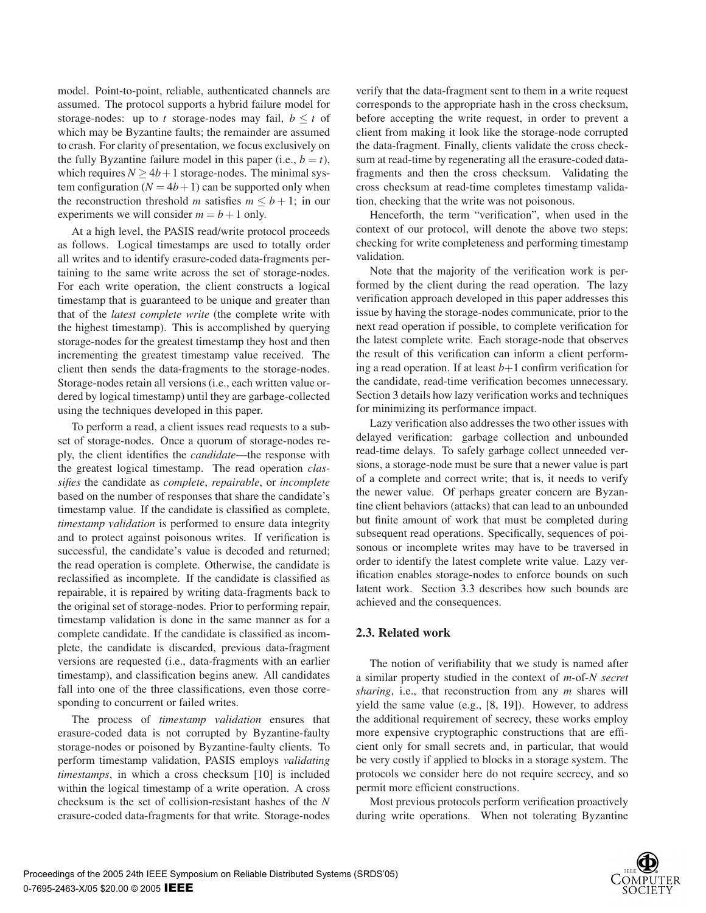model. Point-to-point, reliable, authenticated channels are assumed. The protocol supports a hybrid failure model for storage-nodes: up to $t$ storage-nodes may fail, $b \leq t$ of which may be Byzantine faults; the remainder are assumed to crash. For clarity of presentation, we focus exclusively on the fully Byzantine failure model in this paper (i.e., $b = t$), which requires $N \geq 4b+1$ storage-nodes. The minimal system configuration ($N = 4b+1$) can be supported only when the reconstruction threshold $m$ satisfies $m \leq b+1$; in our experiments we will consider $m = b+1$ only.

At a high level, the PASIS read/write protocol proceeds as follows. Logical timestamps are used to totally order all writes and to identify erasure-coded data-fragments pertaining to the same write across the set of storage-nodes. For each write operation, the client constructs a logical timestamp that is guaranteed to be unique and greater than that of the *latest complete write* (the complete write with the highest timestamp). This is accomplished by querying storage-nodes for the greatest timestamp they host and then incrementing the greatest timestamp value received. The client then sends the data-fragments to the storage-nodes. Storage-nodes retain all versions (i.e., each written value ordered by logical timestamp) until they are garbage-collected using the techniques developed in this paper.

To perform a read, a client issues read requests to a subset of storage-nodes. Once a quorum of storage-nodes reply, the client identifies the *candidate*—the response with the greatest logical timestamp. The read operation *classifies* the candidate as *complete*, *repairable*, or *incomplete* based on the number of responses that share the candidate's timestamp value. If the candidate is classified as complete, *timestamp validation* is performed to ensure data integrity and to protect against poisonous writes. If verification is successful, the candidate's value is decoded and returned; the read operation is complete. Otherwise, the candidate is reclassified as incomplete. If the candidate is classified as repairable, it is repaired by writing data-fragments back to the original set of storage-nodes. Prior to performing repair, timestamp validation is done in the same manner as for a complete candidate. If the candidate is classified as incomplete, the candidate is discarded, previous data-fragment versions are requested (i.e., data-fragments with an earlier timestamp), and classification begins anew. All candidates fall into one of the three classifications, even those corresponding to concurrent or failed writes.

The process of *timestamp validation* ensures that erasure-coded data is not corrupted by Byzantine-faulty storage-nodes or poisoned by Byzantine-faulty clients. To perform timestamp validation, PASIS employs *validating timestamps*, in which a cross checksum [10] is included within the logical timestamp of a write operation. A cross checksum is the set of collision-resistant hashes of the $N$ erasure-coded data-fragments for that write. Storage-nodes verify that the data-fragment sent to them in a write request corresponds to the appropriate hash in the cross checksum, before accepting the write request, in order to prevent a client from making it look like the storage-node corrupted the data-fragment. Finally, clients validate the cross checksum at read-time by regenerating all the erasure-coded data-fragments and then the cross checksum. Validating the cross checksum at read-time completes timestamp validation, checking that the write was not poisonous.

Henceforth, the term "verification", when used in the context of our protocol, will denote the above two steps: checking for write completeness and performing timestamp validation.

Note that the majority of the verification work is performed by the client during the read operation. The lazy verification approach developed in this paper addresses this issue by having the storage-nodes communicate, prior to the next read operation if possible, to complete verification for the latest complete write. Each storage-node that observes the result of this verification can inform a client performing a read operation. If at least $b+1$ confirm verification for the candidate, read-time verification becomes unnecessary. Section 3 details how lazy verification works and techniques for minimizing its performance impact.

Lazy verification also addresses the two other issues with delayed verification: garbage collection and unbounded read-time delays. To safely garbage collect unneeded versions, a storage-node must be sure that a newer value is part of a complete and correct write; that is, it needs to verify the newer value. Of perhaps greater concern are Byzantine client behaviors (attacks) that can lead to an unbounded but finite amount of work that must be completed during subsequent read operations. Specifically, sequences of poisonous or incomplete writes may have to be traversed in order to identify the latest complete write value. Lazy verification enables storage-nodes to enforce bounds on such latent work. Section 3.3 describes how such bounds are achieved and the consequences.

## 2.3. Related work

The notion of verifiability that we study is named after a similar property studied in the context of $m$-of-$N$ *secret sharing*, i.e., that reconstruction from any $m$ shares will yield the same value (e.g., [8, 19]). However, to address the additional requirement of secrecy, these works employ more expensive cryptographic constructions that are efficient only for small secrets and, in particular, that would be very costly if applied to blocks in a storage system. The protocols we consider here do not require secrecy, and so permit more efficient constructions.

Most previous protocols perform verification proactively during write operations. When not tolerating Byzantine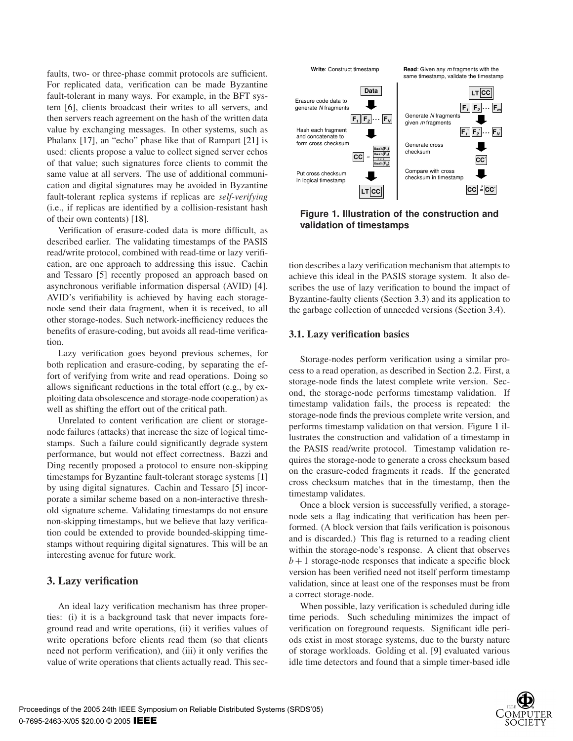faults, two- or three-phase commit protocols are sufficient. For replicated data, verification can be made Byzantine fault-tolerant in many ways. For example, in the BFT system [6], clients broadcast their writes to all servers, and then servers reach agreement on the hash of the written data value by exchanging messages. In other systems, such as Phalanx [17], an "echo" phase like that of Rampart [21] is used: clients propose a value to collect signed server echos of that value; such signatures force clients to commit the same value at all servers. The use of additional communication and digital signatures may be avoided in Byzantine fault-tolerant replica systems if replicas are *self-verifying* (i.e., if replicas are identified by a collision-resistant hash of their own contents) [18].

Verification of erasure-coded data is more difficult, as described earlier. The validating timestamps of the PASIS read/write protocol, combined with read-time or lazy verification, are one approach to addressing this issue. Cachin and Tessaro [5] recently proposed an approach based on asynchronous verifiable information dispersal (AVID) [4]. AVID's verifiability is achieved by having each storage-node send their data fragment, when it is received, to all other storage-nodes. Such network-inefficiency reduces the benefits of erasure-coding, but avoids all read-time verification.

Lazy verification goes beyond previous schemes, for both replication and erasure-coding, by separating the effort of verifying from write and read operations. Doing so allows significant reductions in the total effort (e.g., by exploiting data obsolescence and storage-node cooperation) as well as shifting the effort out of the critical path.

Unrelated to content verification are client or storage-node failures (attacks) that increase the size of logical timestamps. Such a failure could significantly degrade system performance, but would not effect correctness. Bazzi and Ding recently proposed a protocol to ensure non-skipping timestamps for Byzantine fault-tolerant storage systems [1] by using digital signatures. Cachin and Tessaro [5] incorporate a similar scheme based on a non-interactive threshold signature scheme. Validating timestamps do not ensure non-skipping timestamps, but we believe that lazy verification could be extended to provide bounded-skipping timestamps without requiring digital signatures. This will be an interesting avenue for future work.

## 3. Lazy verification

An ideal lazy verification mechanism has three properties: (i) it is a background task that never impacts foreground read and write operations, (ii) it verifies values of write operations before clients read them (so that clients need not perform verification), and (iii) it only verifies the value of write operations that clients actually read. This section describes a lazy verification mechanism that attempts to achieve this ideal in the PASIS storage system. It also describes the use of lazy verification to bound the impact of Byzantine-faulty clients (Section 3.3) and its application to the garbage collection of unneeded versions (Section 3.4).

**Figure 1. Illustration of the construction and validation of timestamps**

### 3.1. Lazy verification basics

Storage-nodes perform verification using a similar process to a read operation, as described in Section 2.2. First, a storage-node finds the latest complete write version. Second, the storage-node performs timestamp validation. If timestamp validation fails, the process is repeated: the storage-node finds the previous complete write version, and performs timestamp validation on that version. Figure 1 illustrates the construction and validation of a timestamp in the PASIS read/write protocol. Timestamp validation requires the storage-node to generate a cross checksum based on the erasure-coded fragments it reads. If the generated cross checksum matches that in the timestamp, then the timestamp validates.

Once a block version is successfully verified, a storage-node sets a flag indicating that verification has been performed. (A block version that fails verification is poisonous and is discarded.) This flag is returned to a reading client within the storage-node's response. A client that observes $b+1$ storage-node responses that indicate a specific block version has been verified need not itself perform timestamp validation, since at least one of the responses must be from a correct storage-node.

When possible, lazy verification is scheduled during idle time periods. Such scheduling minimizes the impact of verification on foreground requests. Significant idle periods exist in most storage systems, due to the bursty nature of storage workloads. Golding et al. [9] evaluated various idle time detectors and found that a simple timer-based idle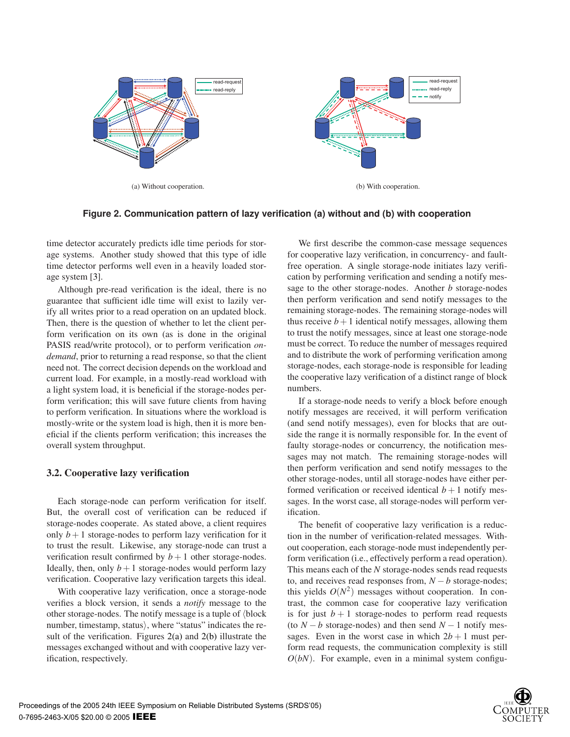(a) Without cooperation.

(b) With cooperation.

**Figure 2. Communication pattern of lazy verification (a) without and (b) with cooperation**

time detector accurately predicts idle time periods for storage systems. Another study showed that this type of idle time detector performs well even in a heavily loaded storage system [3].

Although pre-read verification is the ideal, there is no guarantee that sufficient idle time will exist to lazily verify all writes prior to a read operation on an updated block. Then, there is the question of whether to let the client perform verification on its own (as is done in the original PASIS read/write protocol), or to perform verification *on-demand*, prior to returning a read response, so that the client need not. The correct decision depends on the workload and current load. For example, in a mostly-read workload with a light system load, it is beneficial if the storage-nodes perform verification; this will save future clients from having to perform verification. In situations where the workload is mostly-write or the system load is high, then it is more beneficial if the clients perform verification; this increases the overall system throughput.

### 3.2. Cooperative lazy verification

Each storage-node can perform verification for itself. But, the overall cost of verification can be reduced if storage-nodes cooperate. As stated above, a client requires only $b+1$ storage-nodes to perform lazy verification for it to trust the result. Likewise, any storage-node can trust a verification result confirmed by $b+1$ other storage-nodes. Ideally, then, only $b+1$ storage-nodes would perform lazy verification. Cooperative lazy verification targets this ideal.

With cooperative lazy verification, once a storage-node verifies a block version, it sends a *notify* message to the other storage-nodes. The notify message is a tuple of ⟨block number, timestamp, status⟩, where "status" indicates the result of the verification. Figures 2(a) and 2(b) illustrate the messages exchanged without and with cooperative lazy verification, respectively.

We first describe the common-case message sequences for cooperative lazy verification, in concurrency- and fault-free operation. A single storage-node initiates lazy verification by performing verification and sending a notify message to the other storage-nodes. Another $b$ storage-nodes then perform verification and send notify messages to the remaining storage-nodes. The remaining storage-nodes will thus receive $b+1$ identical notify messages, allowing them to trust the notify messages, since at least one storage-node must be correct. To reduce the number of messages required and to distribute the work of performing verification among storage-nodes, each storage-node is responsible for leading the cooperative lazy verification of a distinct range of block numbers.

If a storage-node needs to verify a block before enough notify messages are received, it will perform verification (and send notify messages), even for blocks that are outside the range it is normally responsible for. In the event of faulty storage-nodes or concurrency, the notification messages may not match. The remaining storage-nodes will then perform verification and send notify messages to the other storage-nodes, until all storage-nodes have either performed verification or received identical $b+1$ notify messages. In the worst case, all storage-nodes will perform verification.

The benefit of cooperative lazy verification is a reduction in the number of verification-related messages. Without cooperation, each storage-node must independently perform verification (i.e., effectively perform a read operation). This means each of the $N$ storage-nodes sends read requests to, and receives read responses from, $N-b$ storage-nodes; this yields $O(N^2)$ messages without cooperation. In contrast, the common case for cooperative lazy verification is for just $b+1$ storage-nodes to perform read requests (to $N-b$ storage-nodes) and then send $N-1$ notify messages. Even in the worst case in which $2b+1$ must perform read requests, the communication complexity is still $O(bN)$. For example, even in a minimal system configu-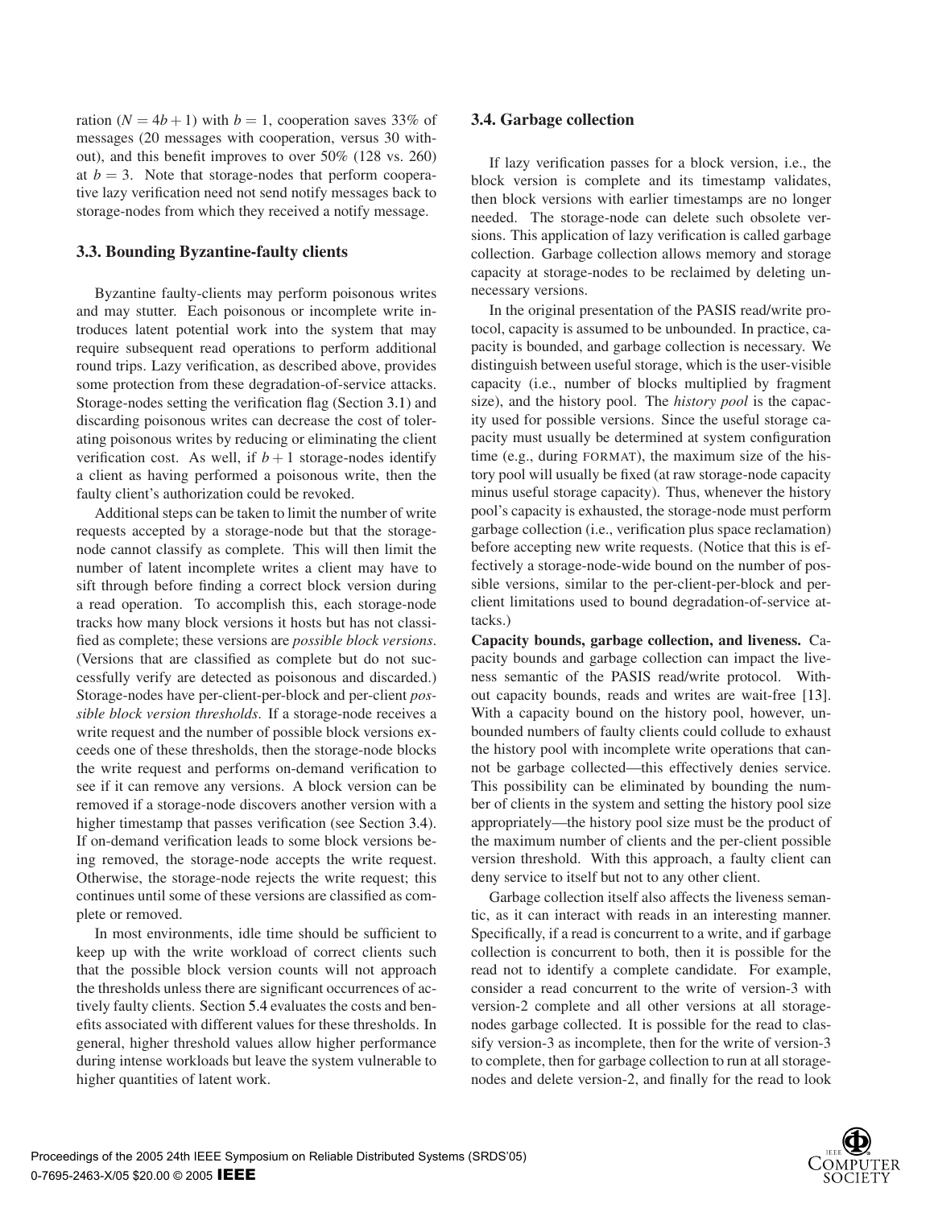ration ($N = 4b+1$) with $b = 1$, cooperation saves 33% of messages (20 messages with cooperation, versus 30 without), and this benefit improves to over 50% (128 vs. 260) at $b = 3$. Note that storage-nodes that perform cooperative lazy verification need not send notify messages back to storage-nodes from which they received a notify message.

### 3.3. Bounding Byzantine-faulty clients

Byzantine faulty-clients may perform poisonous writes and may stutter. Each poisonous or incomplete write introduces latent potential work into the system that may require subsequent read operations to perform additional round trips. Lazy verification, as described above, provides some protection from these degradation-of-service attacks. Storage-nodes setting the verification flag (Section 3.1) and discarding poisonous writes can decrease the cost of tolerating poisonous writes by reducing or eliminating the client verification cost. As well, if $b+1$ storage-nodes identify a client as having performed a poisonous write, then the faulty client's authorization could be revoked.

Additional steps can be taken to limit the number of write requests accepted by a storage-node but that the storage-node cannot classify as complete. This will then limit the number of latent incomplete writes a client may have to sift through before finding a correct block version during a read operation. To accomplish this, each storage-node tracks how many block versions it hosts but has not classified as complete; these versions are *possible block versions*. (Versions that are classified as complete but do not successfully verify are detected as poisonous and discarded.) Storage-nodes have per-client-per-block and per-client *possible block version thresholds*. If a storage-node receives a write request and the number of possible block versions exceeds one of these thresholds, then the storage-node blocks the write request and performs on-demand verification to see if it can remove any versions. A block version can be removed if a storage-node discovers another version with a higher timestamp that passes verification (see Section 3.4). If on-demand verification leads to some block versions being removed, the storage-node accepts the write request. Otherwise, the storage-node rejects the write request; this continues until some of these versions are classified as complete or removed.

In most environments, idle time should be sufficient to keep up with the write workload of correct clients such that the possible block version counts will not approach the thresholds unless there are significant occurrences of actively faulty clients. Section 5.4 evaluates the costs and benefits associated with different values for these thresholds. In general, higher threshold values allow higher performance during intense workloads but leave the system vulnerable to higher quantities of latent work.

### 3.4. Garbage collection

If lazy verification passes for a block version, i.e., the block version is complete and its timestamp validates, then block versions with earlier timestamps are no longer needed. The storage-node can delete such obsolete versions. This application of lazy verification is called garbage collection. Garbage collection allows memory and storage capacity at storage-nodes to be reclaimed by deleting unnecessary versions.

In the original presentation of the PASIS read/write protocol, capacity is assumed to be unbounded. In practice, capacity is bounded, and garbage collection is necessary. We distinguish between useful storage, which is the user-visible capacity (i.e., number of blocks multiplied by fragment size), and the history pool. The *history pool* is the capacity used for possible versions. Since the useful storage capacity must usually be determined at system configuration time (e.g., during FORMAT), the maximum size of the history pool will usually be fixed (at raw storage-node capacity minus useful storage capacity). Thus, whenever the history pool's capacity is exhausted, the storage-node must perform garbage collection (i.e., verification plus space reclamation) before accepting new write requests. (Notice that this is effectively a storage-node-wide bound on the number of possible versions, similar to the per-client-per-block and per-client limitations used to bound degradation-of-service attacks.)

**Capacity bounds, garbage collection, and liveness.** Capacity bounds and garbage collection can impact the liveness semantic of the PASIS read/write protocol. Without capacity bounds, reads and writes are wait-free [13]. With a capacity bound on the history pool, however, unbounded numbers of faulty clients could collude to exhaust the history pool with incomplete write operations that cannot be garbage collected—this effectively denies service. This possibility can be eliminated by bounding the number of clients in the system and setting the history pool size appropriately—the history pool size must be the product of the maximum number of clients and the per-client possible version threshold. With this approach, a faulty client can deny service to itself but not to any other client.

Garbage collection itself also affects the liveness semantic, as it can interact with reads in an interesting manner. Specifically, if a read is concurrent to a write, and if garbage collection is concurrent to both, then it is possible for the read not to identify a complete candidate. For example, consider a read concurrent to the write of version-3 with version-2 complete and all other versions at all storage-nodes garbage collected. It is possible for the read to classify version-3 as incomplete, then for the write of version-3 to complete, then for garbage collection to run at all storage-nodes and delete version-2, and finally for the read to look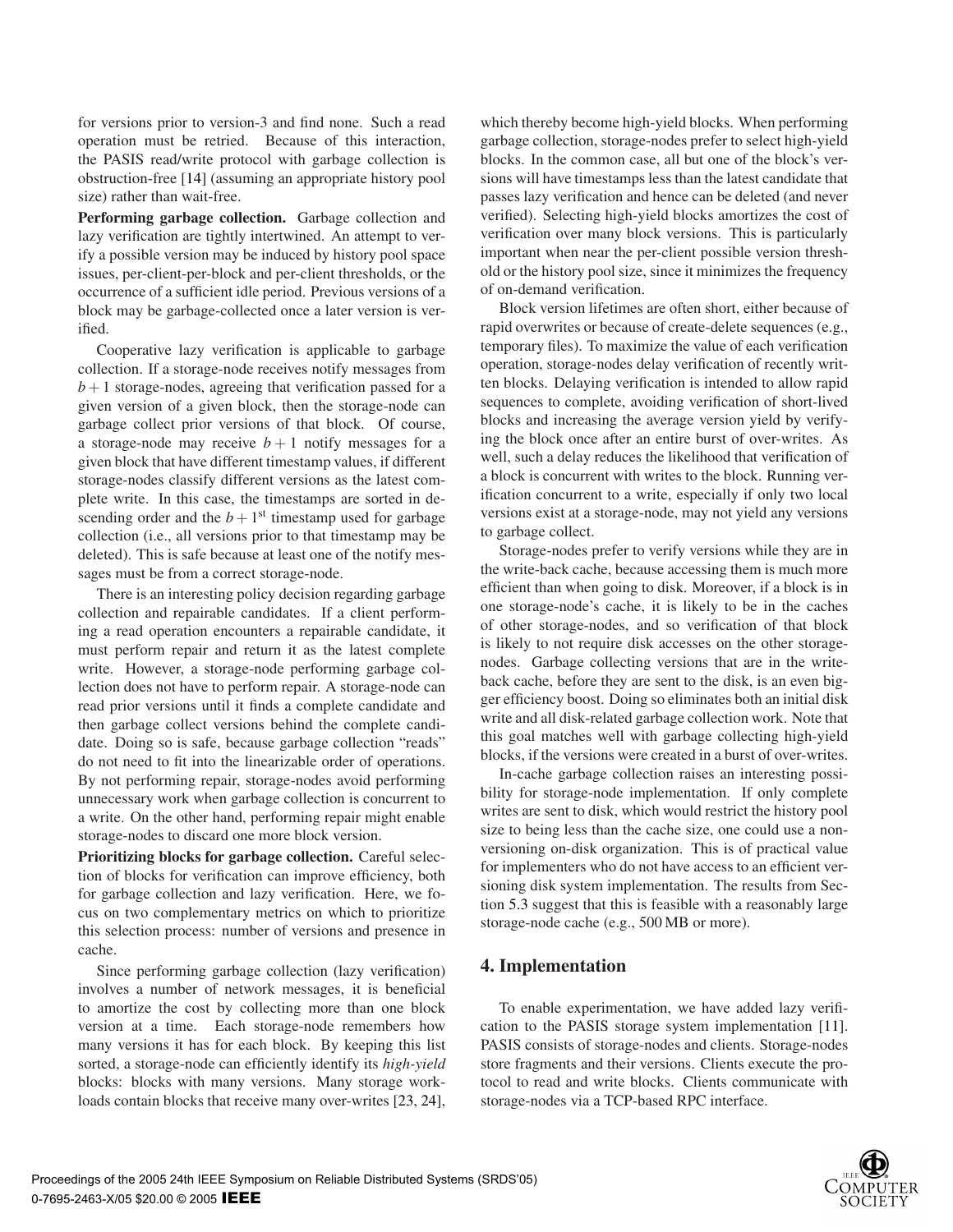for versions prior to version-3 and find none. Such a read operation must be retried. Because of this interaction, the PASIS read/write protocol with garbage collection is obstruction-free [14] (assuming an appropriate history pool size) rather than wait-free.

**Performing garbage collection.** Garbage collection and lazy verification are tightly intertwined. An attempt to verify a possible version may be induced by history pool space issues, per-client-per-block and per-client thresholds, or the occurrence of a sufficient idle period. Previous versions of a block may be garbage-collected once a later version is verified.

Cooperative lazy verification is applicable to garbage collection. If a storage-node receives notify messages from $b+1$ storage-nodes, agreeing that verification passed for a given version of a given block, then the storage-node can garbage collect prior versions of that block. Of course, a storage-node may receive $b+1$ notify messages for a given block that have different timestamp values, if different storage-nodes classify different versions as the latest complete write. In this case, the timestamps are sorted in descending order and the $b+1^{\text{st}}$ timestamp used for garbage collection (i.e., all versions prior to that timestamp may be deleted). This is safe because at least one of the notify messages must be from a correct storage-node.

There is an interesting policy decision regarding garbage collection and repairable candidates. If a client performing a read operation encounters a repairable candidate, it must perform repair and return it as the latest complete write. However, a storage-node performing garbage collection does not have to perform repair. A storage-node can read prior versions until it finds a complete candidate and then garbage collect versions behind the complete candidate. Doing so is safe, because garbage collection "reads" do not need to fit into the linearizable order of operations. By not performing repair, storage-nodes avoid performing unnecessary work when garbage collection is concurrent to a write. On the other hand, performing repair might enable storage-nodes to discard one more block version.

**Prioritizing blocks for garbage collection.** Careful selection of blocks for verification can improve efficiency, both for garbage collection and lazy verification. Here, we focus on two complementary metrics on which to prioritize this selection process: number of versions and presence in cache.

Since performing garbage collection (lazy verification) involves a number of network messages, it is beneficial to amortize the cost by collecting more than one block version at a time. Each storage-node remembers how many versions it has for each block. By keeping this list sorted, a storage-node can efficiently identify its *high-yield* blocks: blocks with many versions. Many storage workloads contain blocks that receive many over-writes [23, 24], which thereby become high-yield blocks. When performing garbage collection, storage-nodes prefer to select high-yield blocks. In the common case, all but one of the block's versions will have timestamps less than the latest candidate that passes lazy verification and hence can be deleted (and never verified). Selecting high-yield blocks amortizes the cost of verification over many block versions. This is particularly important when near the per-client possible version threshold or the history pool size, since it minimizes the frequency of on-demand verification.

Block version lifetimes are often short, either because of rapid overwrites or because of create-delete sequences (e.g., temporary files). To maximize the value of each verification operation, storage-nodes delay verification of recently written blocks. Delaying verification is intended to allow rapid sequences to complete, avoiding verification of short-lived blocks and increasing the average version yield by verifying the block once after an entire burst of over-writes. As well, such a delay reduces the likelihood that verification of a block is concurrent with writes to the block. Running verification concurrent to a write, especially if only two local versions exist at a storage-node, may not yield any versions to garbage collect.

Storage-nodes prefer to verify versions while they are in the write-back cache, because accessing them is much more efficient than when going to disk. Moreover, if a block is in one storage-node's cache, it is likely to be in the caches of other storage-nodes, and so verification of that block is likely to not require disk accesses on the other storage-nodes. Garbage collecting versions that are in the write-back cache, before they are sent to the disk, is an even bigger efficiency boost. Doing so eliminates both an initial disk write and all disk-related garbage collection work. Note that this goal matches well with garbage collecting high-yield blocks, if the versions were created in a burst of over-writes.

In-cache garbage collection raises an interesting possibility for storage-node implementation. If only complete writes are sent to disk, which would restrict the history pool size to being less than the cache size, one could use a non-versioning on-disk organization. This is of practical value for implementers who do not have access to an efficient versioning disk system implementation. The results from Section 5.3 suggest that this is feasible with a reasonably large storage-node cache (e.g., 500 MB or more).

## 4. Implementation

To enable experimentation, we have added lazy verification to the PASIS storage system implementation [11]. PASIS consists of storage-nodes and clients. Storage-nodes store fragments and their versions. Clients execute the protocol to read and write blocks. Clients communicate with storage-nodes via a TCP-based RPC interface.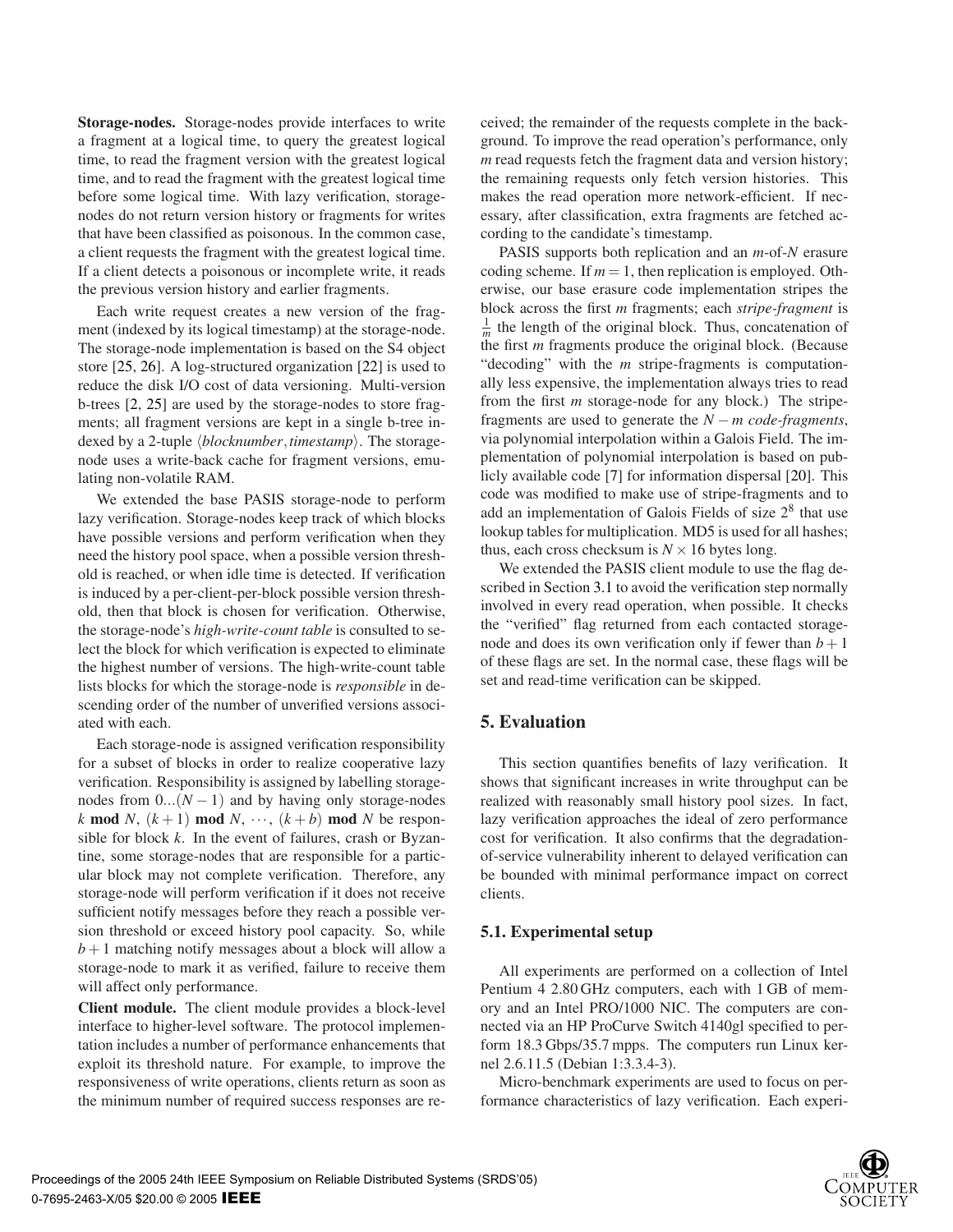**Storage-nodes.** Storage-nodes provide interfaces to write a fragment at a logical time, to query the greatest logical time, to read the fragment version with the greatest logical time, and to read the fragment with the greatest logical time before some logical time. With lazy verification, storage-nodes do not return version history or fragments for writes that have been classified as poisonous. In the common case, a client requests the fragment with the greatest logical time. If a client detects a poisonous or incomplete write, it reads the previous version history and earlier fragments.

Each write request creates a new version of the fragment (indexed by its logical timestamp) at the storage-node. The storage-node implementation is based on the S4 object store [25, 26]. A log-structured organization [22] is used to reduce the disk I/O cost of data versioning. Multi-version b-trees [2, 25] are used by the storage-nodes to store fragments; all fragment versions are kept in a single b-tree indexed by a 2-tuple $\langle blocknumber, timestamp \rangle$. The storage-node uses a write-back cache for fragment versions, emulating non-volatile RAM.

We extended the base PASIS storage-node to perform lazy verification. Storage-nodes keep track of which blocks have possible versions and perform verification when they need the history pool space, when a possible version threshold is reached, or when idle time is detected. If verification is induced by a per-client-per-block possible version threshold, then that block is chosen for verification. Otherwise, the storage-node's *high-write-count table* is consulted to select the block for which verification is expected to eliminate the highest number of versions. The high-write-count table lists blocks for which the storage-node is *responsible* in descending order of the number of unverified versions associated with each.

Each storage-node is assigned verification responsibility for a subset of blocks in order to realize cooperative lazy verification. Responsibility is assigned by labelling storage-nodes from $0...(N-1)$ and by having only storage-nodes $k$ **mod** $N$, $(k+1)$ **mod** $N$, $\cdots$, $(k+b)$ **mod** $N$ be responsible for block $k$. In the event of failures, crash or Byzantine, some storage-nodes that are responsible for a particular block may not complete verification. Therefore, any storage-node will perform verification if it does not receive sufficient notify messages before they reach a possible version threshold or exceed history pool capacity. So, while $b+1$ matching notify messages about a block will allow a storage-node to mark it as verified, failure to receive them will affect only performance.

**Client module.** The client module provides a block-level interface to higher-level software. The protocol implementation includes a number of performance enhancements that exploit its threshold nature. For example, to improve the responsiveness of write operations, clients return as soon as the minimum number of required success responses are received; the remainder of the requests complete in the background. To improve the read operation's performance, only $m$ read requests fetch the fragment data and version history; the remaining requests only fetch version histories. This makes the read operation more network-efficient. If necessary, after classification, extra fragments are fetched according to the candidate's timestamp.

PASIS supports both replication and an $m$-of-$N$ erasure coding scheme. If $m = 1$, then replication is employed. Otherwise, our base erasure code implementation stripes the block across the first $m$ fragments; each *stripe-fragment* is $\frac{1}{m}$ the length of the original block. Thus, concatenation of the first $m$ fragments produce the original block. (Because "decoding" with the $m$ stripe-fragments is computationally less expensive, the implementation always tries to read from the first $m$ storage-node for any block.) The stripe-fragments are used to generate the $N-m$ *code-fragments*, via polynomial interpolation within a Galois Field. The implementation of polynomial interpolation is based on publicly available code [7] for information dispersal [20]. This code was modified to make use of stripe-fragments and to add an implementation of Galois Fields of size $2^8$ that use lookup tables for multiplication. MD5 is used for all hashes; thus, each cross checksum is $N \times 16$ bytes long.

We extended the PASIS client module to use the flag described in Section 3.1 to avoid the verification step normally involved in every read operation, when possible. It checks the "verified" flag returned from each contacted storage-node and does its own verification only if fewer than $b+1$ of these flags are set. In the normal case, these flags will be set and read-time verification can be skipped.

## 5. Evaluation

This section quantifies benefits of lazy verification. It shows that significant increases in write throughput can be realized with reasonably small history pool sizes. In fact, lazy verification approaches the ideal of zero performance cost for verification. It also confirms that the degradation-of-service vulnerability inherent to delayed verification can be bounded with minimal performance impact on correct clients.

### 5.1. Experimental setup

All experiments are performed on a collection of Intel Pentium 4 2.80 GHz computers, each with 1 GB of memory and an Intel PRO/1000 NIC. The computers are connected via an HP ProCurve Switch 4140gl specified to perform 18.3 Gbps/35.7 mpps. The computers run Linux kernel 2.6.11.5 (Debian 1:3.3.4-3).

Micro-benchmark experiments are used to focus on performance characteristics of lazy verification. Each experi-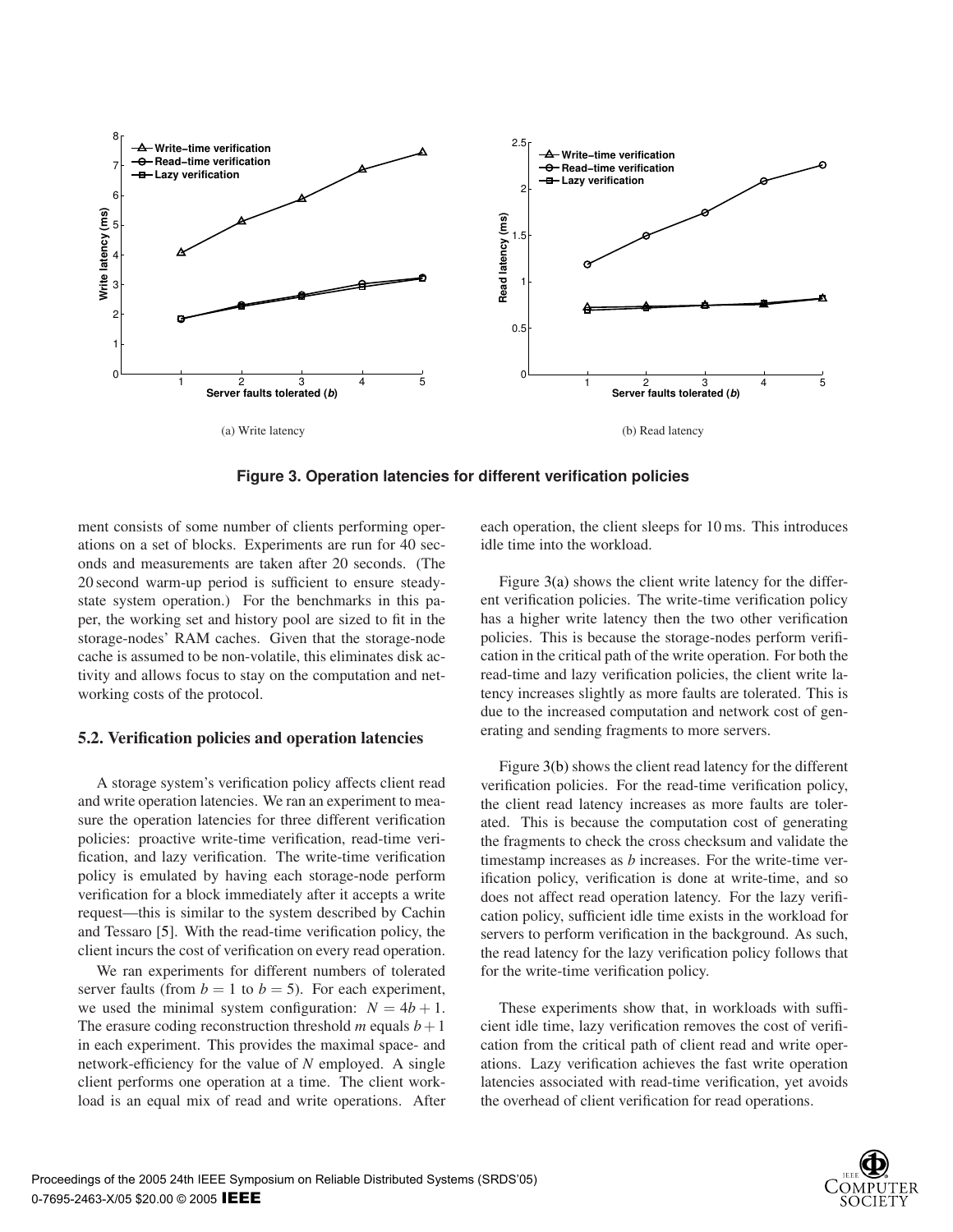(a) Write latency

(b) Read latency

**Figure 3. Operation latencies for different verification policies**

ment consists of some number of clients performing operations on a set of blocks. Experiments are run for 40 seconds and measurements are taken after 20 seconds. (The 20 second warm-up period is sufficient to ensure steady-state system operation.) For the benchmarks in this paper, the working set and history pool are sized to fit in the storage-nodes' RAM caches. Given that the storage-node cache is assumed to be non-volatile, this eliminates disk activity and allows focus to stay on the computation and networking costs of the protocol.

### 5.2. Verification policies and operation latencies

A storage system's verification policy affects client read and write operation latencies. We ran an experiment to measure the operation latencies for three different verification policies: proactive write-time verification, read-time verification, and lazy verification. The write-time verification policy is emulated by having each storage-node perform verification for a block immediately after it accepts a write request—this is similar to the system described by Cachin and Tessaro [5]. With the read-time verification policy, the client incurs the cost of verification on every read operation.

We ran experiments for different numbers of tolerated server faults (from $b = 1$ to $b = 5$). For each experiment, we used the minimal system configuration: $N = 4b + 1$. The erasure coding reconstruction threshold $m$ equals $b + 1$ in each experiment. This provides the maximal space- and network-efficiency for the value of $N$ employed. A single client performs one operation at a time. The client workload is an equal mix of read and write operations. After each operation, the client sleeps for 10 ms. This introduces idle time into the workload.

Figure 3(a) shows the client write latency for the different verification policies. The write-time verification policy has a higher write latency then the two other verification policies. This is because the storage-nodes perform verification in the critical path of the write operation. For both the read-time and lazy verification policies, the client write latency increases slightly as more faults are tolerated. This is due to the increased computation and network cost of generating and sending fragments to more servers.

Figure 3(b) shows the client read latency for the different verification policies. For the read-time verification policy, the client read latency increases as more faults are tolerated. This is because the computation cost of generating the fragments to check the cross checksum and validate the timestamp increases as $b$ increases. For the write-time verification policy, verification is done at write-time, and so does not affect read operation latency. For the lazy verification policy, sufficient idle time exists in the workload for servers to perform verification in the background. As such, the read latency for the lazy verification policy follows that for the write-time verification policy.

These experiments show that, in workloads with sufficient idle time, lazy verification removes the cost of verification from the critical path of client read and write operations. Lazy verification achieves the fast write operation latencies associated with read-time verification, yet avoids the overhead of client verification for read operations.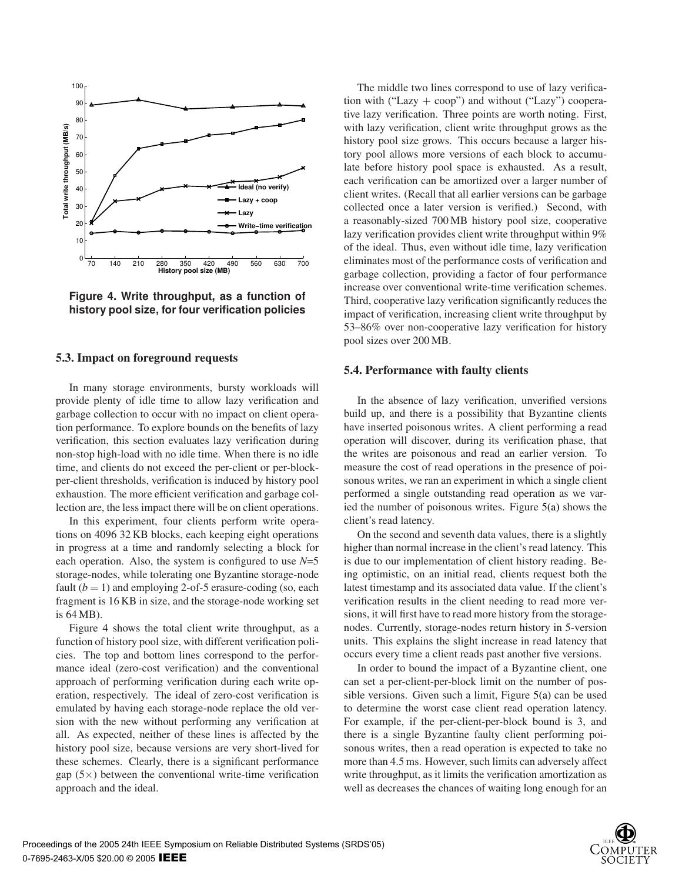**Figure 4. Write throughput, as a function of history pool size, for four verification policies**

### 5.3. Impact on foreground requests

In many storage environments, bursty workloads will provide plenty of idle time to allow lazy verification and garbage collection to occur with no impact on client operation performance. To explore bounds on the benefits of lazy verification, this section evaluates lazy verification during non-stop high-load with no idle time. When there is no idle time, and clients do not exceed the per-client or per-block-per-client thresholds, verification is induced by history pool exhaustion. The more efficient verification and garbage collection are, the less impact there will be on client operations.

In this experiment, four clients perform write operations on 4096 32 KB blocks, each keeping eight operations in progress at a time and randomly selecting a block for each operation. Also, the system is configured to use $N$=5 storage-nodes, while tolerating one Byzantine storage-node fault ($b = 1$) and employing 2-of-5 erasure-coding (so, each fragment is 16 KB in size, and the storage-node working set is 64 MB).

Figure 4 shows the total client write throughput, as a function of history pool size, with different verification policies. The top and bottom lines correspond to the performance ideal (zero-cost verification) and the conventional approach of performing verification during each write operation, respectively. The ideal of zero-cost verification is emulated by having each storage-node replace the old version with the new without performing any verification at all. As expected, neither of these lines is affected by the history pool size, because versions are very short-lived for these schemes. Clearly, there is a significant performance gap (5×) between the conventional write-time verification approach and the ideal.

The middle two lines correspond to use of lazy verification with ("Lazy + coop") and without ("Lazy") cooperative lazy verification. Three points are worth noting. First, with lazy verification, client write throughput grows as the history pool size grows. This occurs because a larger history pool allows more versions of each block to accumulate before history pool space is exhausted. As a result, each verification can be amortized over a larger number of client writes. (Recall that all earlier versions can be garbage collected once a later version is verified.) Second, with a reasonably-sized 700 MB history pool size, cooperative lazy verification provides client write throughput within 9% of the ideal. Thus, even without idle time, lazy verification eliminates most of the performance costs of verification and garbage collection, providing a factor of four performance increase over conventional write-time verification schemes. Third, cooperative lazy verification significantly reduces the impact of verification, increasing client write throughput by 53–86% over non-cooperative lazy verification for history pool sizes over 200 MB.

### 5.4. Performance with faulty clients

In the absence of lazy verification, unverified versions build up, and there is a possibility that Byzantine clients have inserted poisonous writes. A client performing a read operation will discover, during its verification phase, that the writes are poisonous and read an earlier version. To measure the cost of read operations in the presence of poisonous writes, we ran an experiment in which a single client performed a single outstanding read operation as we varied the number of poisonous writes. Figure 5(a) shows the client's read latency.

On the second and seventh data values, there is a slightly higher than normal increase in the client's read latency. This is due to our implementation of client history reading. Being optimistic, on an initial read, clients request both the latest timestamp and its associated data value. If the client's verification results in the client needing to read more versions, it will first have to read more history from the storage-nodes. Currently, storage-nodes return history in 5-version units. This explains the slight increase in read latency that occurs every time a client reads past another five versions.

In order to bound the impact of a Byzantine client, one can set a per-client-per-block limit on the number of possible versions. Given such a limit, Figure 5(a) can be used to determine the worst case client read operation latency. For example, if the per-client-per-block bound is 3, and there is a single Byzantine faulty client performing poisonous writes, then a read operation is expected to take no more than 4.5 ms. However, such limits can adversely affect write throughput, as it limits the verification amortization as well as decreases the chances of waiting long enough for an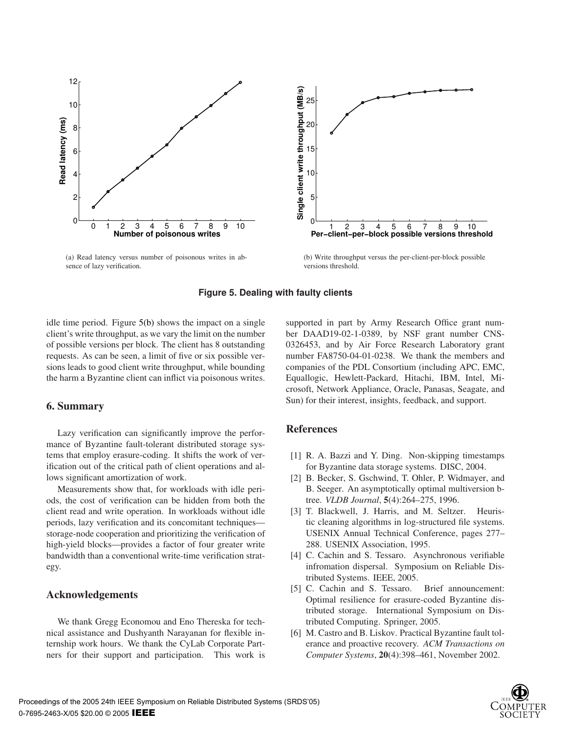(a) Read latency versus number of poisonous writes in absence of lazy verification.

(b) Write throughput versus the per-client-per-block possible versions threshold.

**Figure 5. Dealing with faulty clients**

idle time period. Figure 5(b) shows the impact on a single client's write throughput, as we vary the limit on the number of possible versions per block. The client has 8 outstanding requests. As can be seen, a limit of five or six possible versions leads to good client write throughput, while bounding the harm a Byzantine client can inflict via poisonous writes.

## 6. Summary

Lazy verification can significantly improve the performance of Byzantine fault-tolerant distributed storage systems that employ erasure-coding. It shifts the work of verification out of the critical path of client operations and allows significant amortization of work.

Measurements show that, for workloads with idle periods, the cost of verification can be hidden from both the client read and write operation. In workloads without idle periods, lazy verification and its concomitant techniques—storage-node cooperation and prioritizing the verification of high-yield blocks—provides a factor of four greater write bandwidth than a conventional write-time verification strategy.

## Acknowledgements

We thank Gregg Economou and Eno Thereska for technical assistance and Dushyanth Narayanan for flexible internship work hours. We thank the CyLab Corporate Partners for their support and participation. This work is supported in part by Army Research Office grant number DAAD19-02-1-0389, by NSF grant number CNS-0326453, and by Air Force Research Laboratory grant number FA8750-04-01-0238. We thank the members and companies of the PDL Consortium (including APC, EMC, Equallogic, Hewlett-Packard, Hitachi, IBM, Intel, Microsoft, Network Appliance, Oracle, Panasas, Seagate, and Sun) for their interest, insights, feedback, and support.

## References

[1] R. A. Bazzi and Y. Ding. Non-skipping timestamps for Byzantine data storage systems. DISC, 2004.

[2] B. Becker, S. Gschwind, T. Ohler, P. Widmayer, and B. Seeger. An asymptotically optimal multiversion b-tree. *VLDB Journal*, **5**(4):264–275, 1996.

[3] T. Blackwell, J. Harris, and M. Seltzer. Heuristic cleaning algorithms in log-structured file systems. USENIX Annual Technical Conference, pages 277–288. USENIX Association, 1995.

[4] C. Cachin and S. Tessaro. Asynchronous verifiable infromation dispersal. Symposium on Reliable Distributed Systems. IEEE, 2005.

[5] C. Cachin and S. Tessaro. Brief announcement: Optimal resilience for erasure-coded Byzantine distributed storage. International Symposium on Distributed Computing. Springer, 2005.

[6] M. Castro and B. Liskov. Practical Byzantine fault tolerance and proactive recovery. *ACM Transactions on Computer Systems*, **20**(4):398–461, November 2002.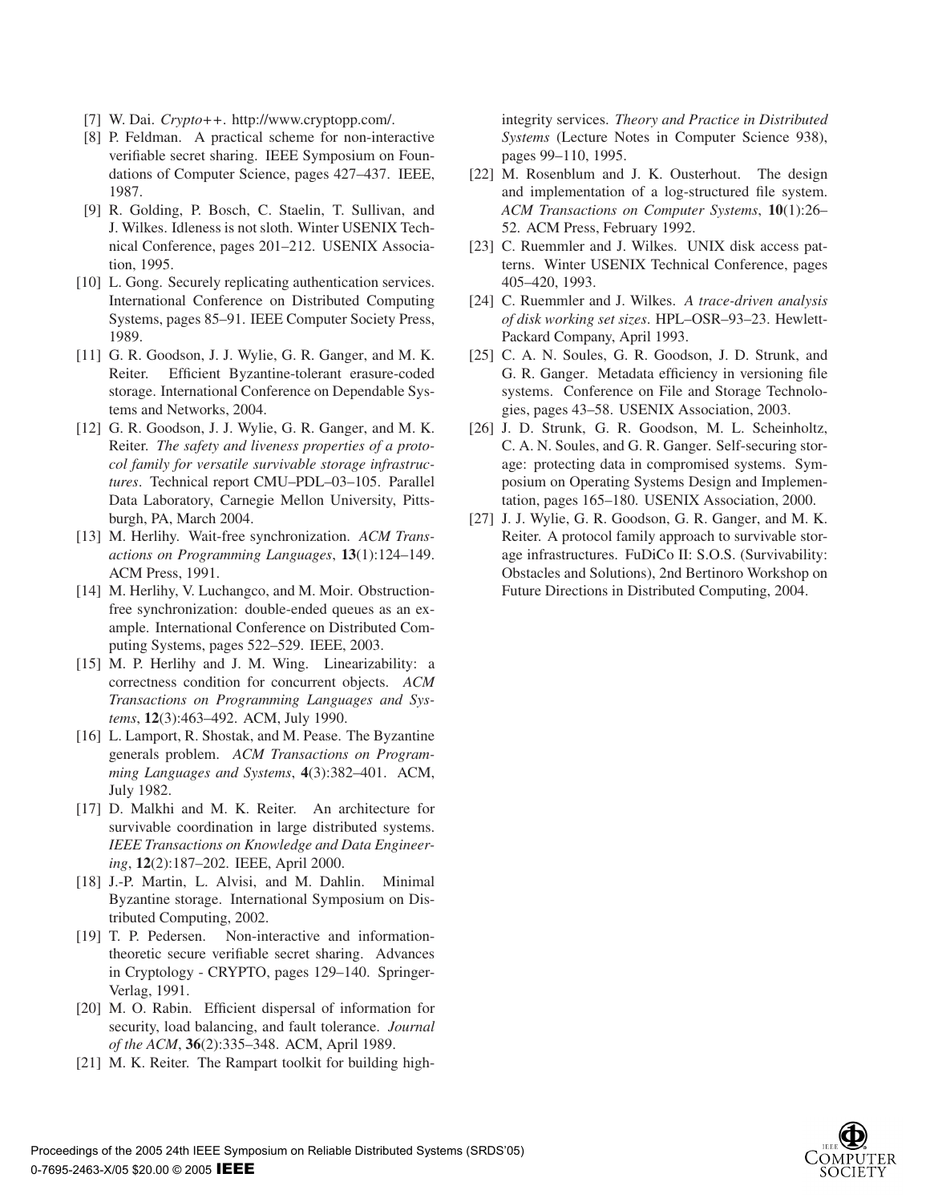[7] W. Dai. *Crypto++*. http://www.cryptopp.com/.

[8] P. Feldman. A practical scheme for non-interactive verifiable secret sharing. IEEE Symposium on Foundations of Computer Science, pages 427–437. IEEE, 1987.

[9] R. Golding, P. Bosch, C. Staelin, T. Sullivan, and J. Wilkes. Idleness is not sloth. Winter USENIX Technical Conference, pages 201–212. USENIX Association, 1995.

[10] L. Gong. Securely replicating authentication services. International Conference on Distributed Computing Systems, pages 85–91. IEEE Computer Society Press, 1989.

[11] G. R. Goodson, J. J. Wylie, G. R. Ganger, and M. K. Reiter. Efficient Byzantine-tolerant erasure-coded storage. International Conference on Dependable Systems and Networks, 2004.

[12] G. R. Goodson, J. J. Wylie, G. R. Ganger, and M. K. Reiter. *The safety and liveness properties of a protocol family for versatile survivable storage infrastructures*. Technical report CMU–PDL–03–105. Parallel Data Laboratory, Carnegie Mellon University, Pittsburgh, PA, March 2004.

[13] M. Herlihy. Wait-free synchronization. *ACM Transactions on Programming Languages*, **13**(1):124–149. ACM Press, 1991.

[14] M. Herlihy, V. Luchangco, and M. Moir. Obstruction-free synchronization: double-ended queues as an example. International Conference on Distributed Computing Systems, pages 522–529. IEEE, 2003.

[15] M. P. Herlihy and J. M. Wing. Linearizability: a correctness condition for concurrent objects. *ACM Transactions on Programming Languages and Systems*, **12**(3):463–492. ACM, July 1990.

[16] L. Lamport, R. Shostak, and M. Pease. The Byzantine generals problem. *ACM Transactions on Programming Languages and Systems*, **4**(3):382–401. ACM, July 1982.

[17] D. Malkhi and M. K. Reiter. An architecture for survivable coordination in large distributed systems. *IEEE Transactions on Knowledge and Data Engineering*, **12**(2):187–202. IEEE, April 2000.

[18] J.-P. Martin, L. Alvisi, and M. Dahlin. Minimal Byzantine storage. International Symposium on Distributed Computing, 2002.

[19] T. P. Pedersen. Non-interactive and information-theoretic secure verifiable secret sharing. Advances in Cryptology - CRYPTO, pages 129–140. Springer-Verlag, 1991.

[20] M. O. Rabin. Efficient dispersal of information for security, load balancing, and fault tolerance. *Journal of the ACM*, **36**(2):335–348. ACM, April 1989.

[21] M. K. Reiter. The Rampart toolkit for building high-integrity services. *Theory and Practice in Distributed Systems* (Lecture Notes in Computer Science 938), pages 99–110, 1995.

[22] M. Rosenblum and J. K. Ousterhout. The design and implementation of a log-structured file system. *ACM Transactions on Computer Systems*, **10**(1):26–52. ACM Press, February 1992.

[23] C. Ruemmler and J. Wilkes. UNIX disk access patterns. Winter USENIX Technical Conference, pages 405–420, 1993.

[24] C. Ruemmler and J. Wilkes. *A trace-driven analysis of disk working set sizes*. HPL–OSR–93–23. Hewlett-Packard Company, April 1993.

[25] C. A. N. Soules, G. R. Goodson, J. D. Strunk, and G. R. Ganger. Metadata efficiency in versioning file systems. Conference on File and Storage Technologies, pages 43–58. USENIX Association, 2003.

[26] J. D. Strunk, G. R. Goodson, M. L. Scheinholtz, C. A. N. Soules, and G. R. Ganger. Self-securing storage: protecting data in compromised systems. Symposium on Operating Systems Design and Implementation, pages 165–180. USENIX Association, 2000.

[27] J. J. Wylie, G. R. Goodson, G. R. Ganger, and M. K. Reiter. A protocol family approach to survivable storage infrastructures. FuDiCo II: S.O.S. (Survivability: Obstacles and Solutions), 2nd Bertinoro Workshop on Future Directions in Distributed Computing, 2004.